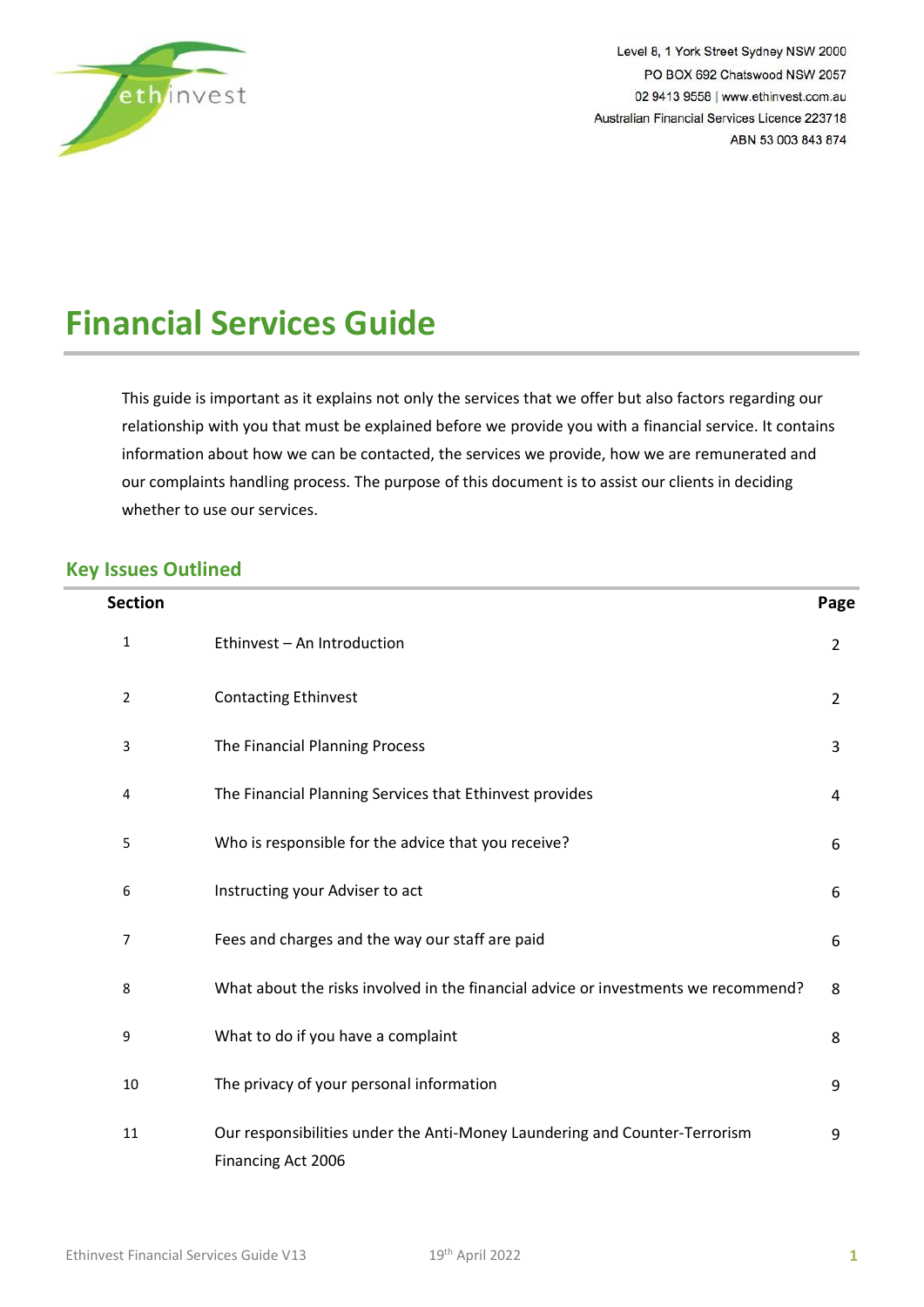Level 8, 1 York Street Sydney NSW 2000
PO BOX 692 Chatswood NSW 2057
02 9413 9558 | www.ethinvest.com.au
Australian Financial Services Licence 223718
ABN 53 003 843 874

# Financial Services Guide

This guide is important as it explains not only the services that we offer but also factors regarding our relationship with you that must be explained before we provide you with a financial service. It contains information about how we can be contacted, the services we provide, how we are remunerated and our complaints handling process. The purpose of this document is to assist our clients in deciding whether to use our services.

## Key Issues Outlined

| Section | | Page |
|---|---|---|
| 1 | Ethinvest – An Introduction | 2 |
| 2 | Contacting Ethinvest | 2 |
| 3 | The Financial Planning Process | 3 |
| 4 | The Financial Planning Services that Ethinvest provides | 4 |
| 5 | Who is responsible for the advice that you receive? | 6 |
| 6 | Instructing your Adviser to act | 6 |
| 7 | Fees and charges and the way our staff are paid | 6 |
| 8 | What about the risks involved in the financial advice or investments we recommend? | 8 |
| 9 | What to do if you have a complaint | 8 |
| 10 | The privacy of your personal information | 9 |
| 11 | Our responsibilities under the Anti-Money Laundering and Counter-Terrorism Financing Act 2006 | 9 |

Ethinvest Financial Services Guide V13 19th April 2022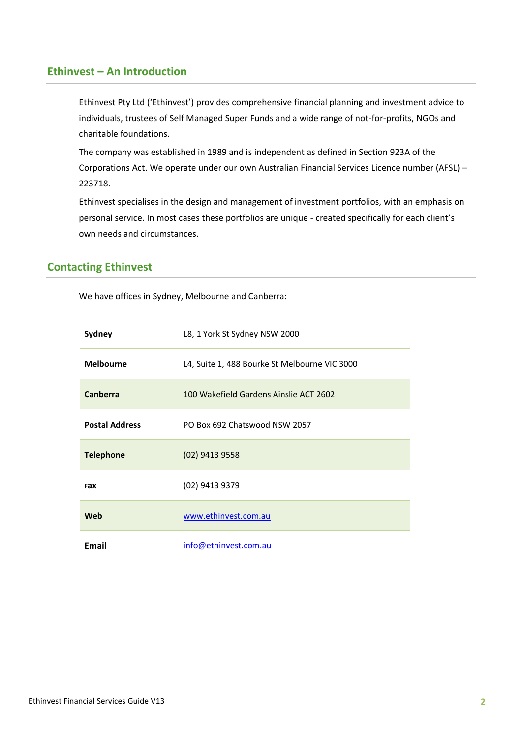## Ethinvest – An Introduction

Ethinvest Pty Ltd ('Ethinvest') provides comprehensive financial planning and investment advice to individuals, trustees of Self Managed Super Funds and a wide range of not-for-profits, NGOs and charitable foundations.

The company was established in 1989 and is independent as defined in Section 923A of the Corporations Act. We operate under our own Australian Financial Services Licence number (AFSL) – 223718.

Ethinvest specialises in the design and management of investment portfolios, with an emphasis on personal service. In most cases these portfolios are unique - created specifically for each client's own needs and circumstances.

## Contacting Ethinvest

We have offices in Sydney, Melbourne and Canberra:

| | |
|---|---|
| **Sydney** | L8, 1 York St Sydney NSW 2000 |
| **Melbourne** | L4, Suite 1, 488 Bourke St Melbourne VIC 3000 |
| **Canberra** | 100 Wakefield Gardens Ainslie ACT 2602 |
| **Postal Address** | PO Box 692 Chatswood NSW 2057 |
| **Telephone** | (02) 9413 9558 |
| **Fax** | (02) 9413 9379 |
| **Web** | www.ethinvest.com.au |
| **Email** | info@ethinvest.com.au |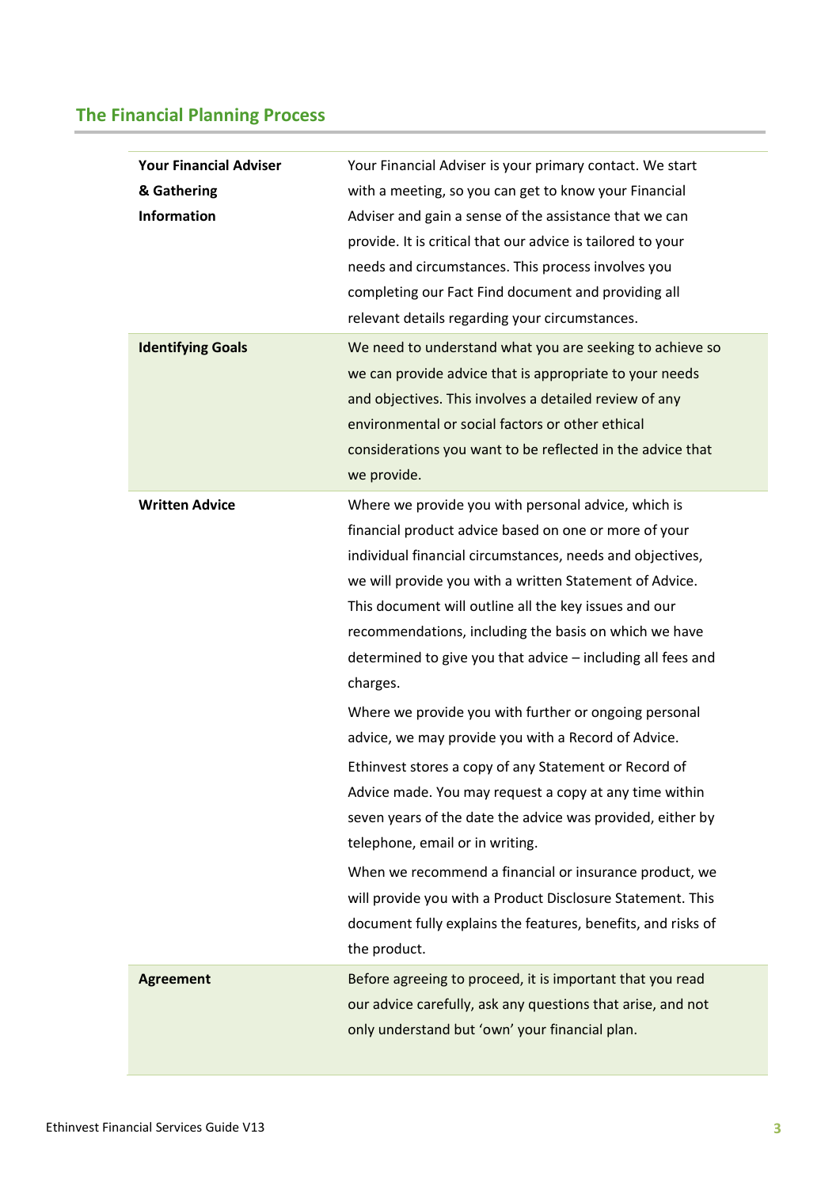## The Financial Planning Process

| | |
|---|---|
| **Your Financial Adviser & Gathering Information** | Your Financial Adviser is your primary contact. We start with a meeting, so you can get to know your Financial Adviser and gain a sense of the assistance that we can provide. It is critical that our advice is tailored to your needs and circumstances. This process involves you completing our Fact Find document and providing all relevant details regarding your circumstances. |
| **Identifying Goals** | We need to understand what you are seeking to achieve so we can provide advice that is appropriate to your needs and objectives. This involves a detailed review of any environmental or social factors or other ethical considerations you want to be reflected in the advice that we provide. |
| **Written Advice** | Where we provide you with personal advice, which is financial product advice based on one or more of your individual financial circumstances, needs and objectives, we will provide you with a written Statement of Advice. This document will outline all the key issues and our recommendations, including the basis on which we have determined to give you that advice – including all fees and charges.<br><br>Where we provide you with further or ongoing personal advice, we may provide you with a Record of Advice.<br><br>Ethinvest stores a copy of any Statement or Record of Advice made. You may request a copy at any time within seven years of the date the advice was provided, either by telephone, email or in writing.<br><br>When we recommend a financial or insurance product, we will provide you with a Product Disclosure Statement. This document fully explains the features, benefits, and risks of the product. |
| **Agreement** | Before agreeing to proceed, it is important that you read our advice carefully, ask any questions that arise, and not only understand but 'own' your financial plan. |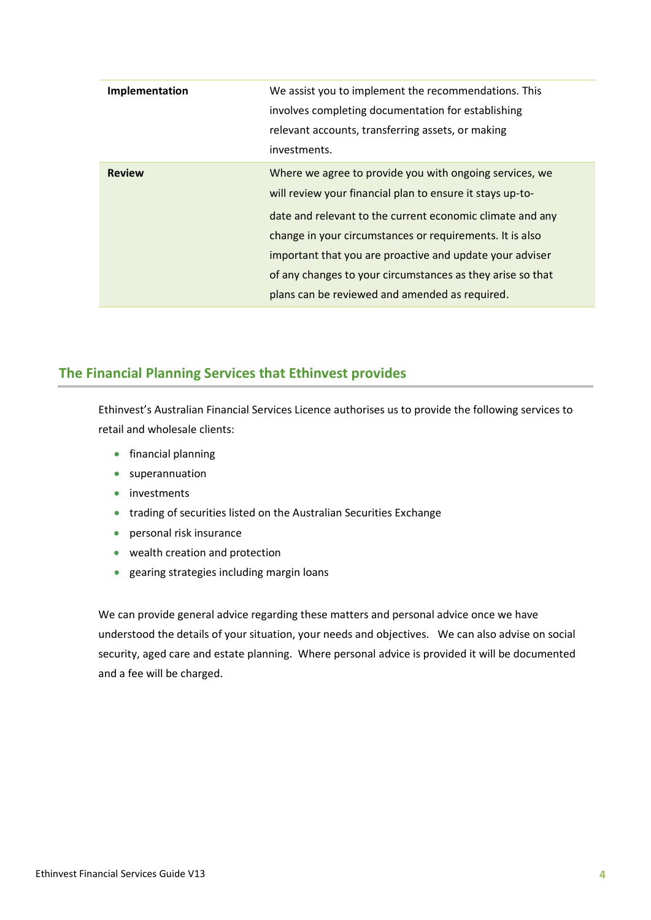| | |
|---|---|
| **Implementation** | We assist you to implement the recommendations. This involves completing documentation for establishing relevant accounts, transferring assets, or making investments. |
| **Review** | Where we agree to provide you with ongoing services, we will review your financial plan to ensure it stays up-to-date and relevant to the current economic climate and any change in your circumstances or requirements. It is also important that you are proactive and update your adviser of any changes to your circumstances as they arise so that plans can be reviewed and amended as required. |

## The Financial Planning Services that Ethinvest provides

Ethinvest's Australian Financial Services Licence authorises us to provide the following services to retail and wholesale clients:

- financial planning
- superannuation
- investments
- trading of securities listed on the Australian Securities Exchange
- personal risk insurance
- wealth creation and protection
- gearing strategies including margin loans

We can provide general advice regarding these matters and personal advice once we have understood the details of your situation, your needs and objectives. We can also advise on social security, aged care and estate planning. Where personal advice is provided it will be documented and a fee will be charged.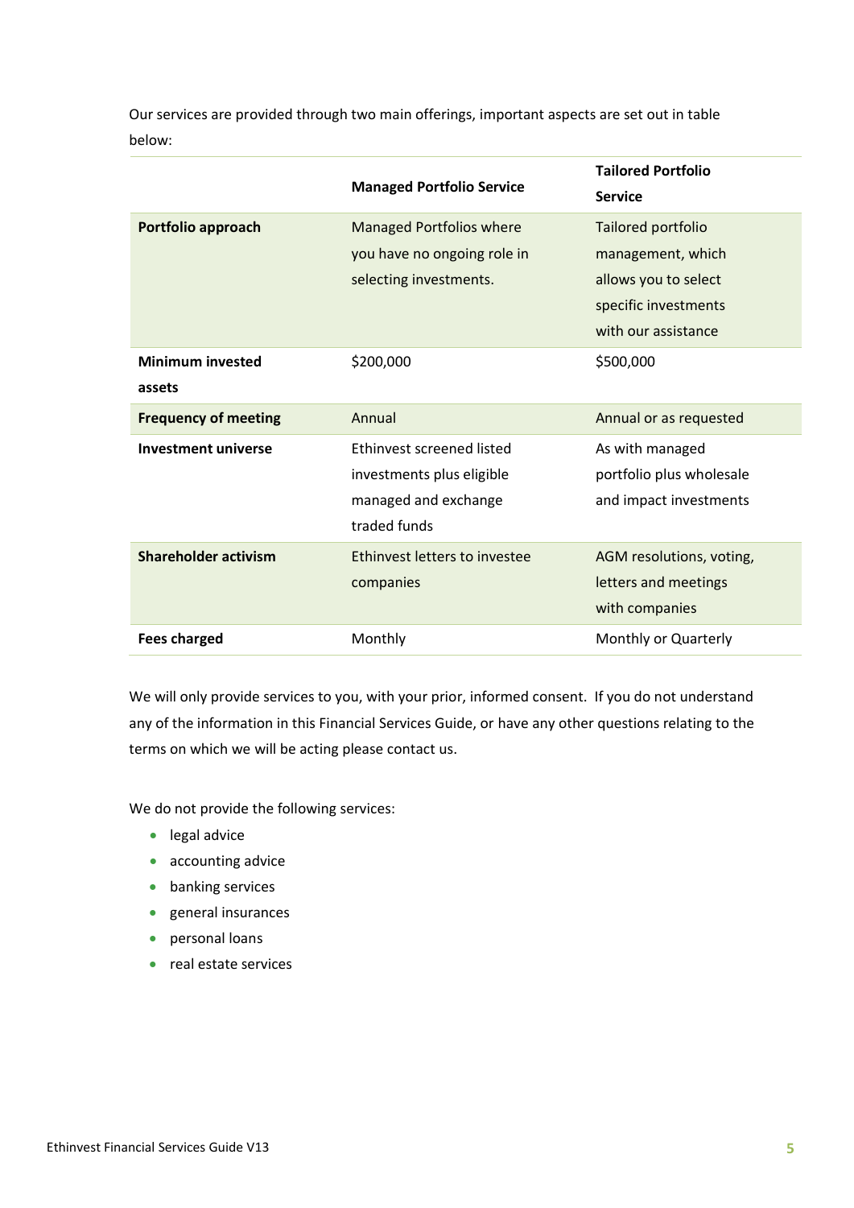Our services are provided through two main offerings, important aspects are set out in table below:

| | **Managed Portfolio Service** | **Tailored Portfolio Service** |
|---|---|---|
| **Portfolio approach** | Managed Portfolios where you have no ongoing role in selecting investments. | Tailored portfolio management, which allows you to select specific investments with our assistance |
| **Minimum invested assets** | $200,000 | $500,000 |
| **Frequency of meeting** | Annual | Annual or as requested |
| **Investment universe** | Ethinvest screened listed investments plus eligible managed and exchange traded funds | As with managed portfolio plus wholesale and impact investments |
| **Shareholder activism** | Ethinvest letters to investee companies | AGM resolutions, voting, letters and meetings with companies |
| **Fees charged** | Monthly | Monthly or Quarterly |

We will only provide services to you, with your prior, informed consent. If you do not understand any of the information in this Financial Services Guide, or have any other questions relating to the terms on which we will be acting please contact us.

We do not provide the following services:

- legal advice
- accounting advice
- banking services
- general insurances
- personal loans
- real estate services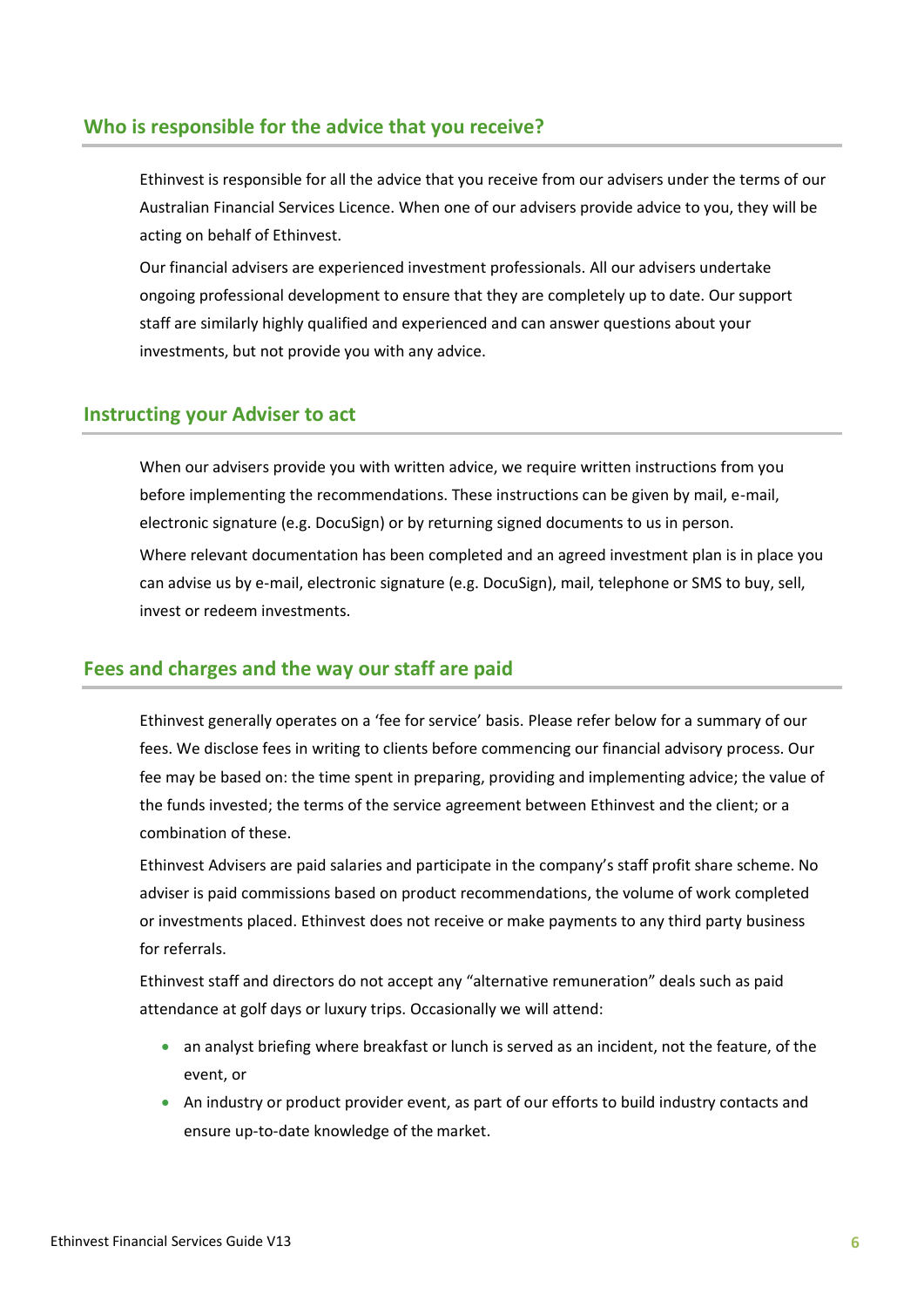## Who is responsible for the advice that you receive?

Ethinvest is responsible for all the advice that you receive from our advisers under the terms of our Australian Financial Services Licence. When one of our advisers provide advice to you, they will be acting on behalf of Ethinvest.

Our financial advisers are experienced investment professionals. All our advisers undertake ongoing professional development to ensure that they are completely up to date. Our support staff are similarly highly qualified and experienced and can answer questions about your investments, but not provide you with any advice.

## Instructing your Adviser to act

When our advisers provide you with written advice, we require written instructions from you before implementing the recommendations. These instructions can be given by mail, e-mail, electronic signature (e.g. DocuSign) or by returning signed documents to us in person.

Where relevant documentation has been completed and an agreed investment plan is in place you can advise us by e-mail, electronic signature (e.g. DocuSign), mail, telephone or SMS to buy, sell, invest or redeem investments.

## Fees and charges and the way our staff are paid

Ethinvest generally operates on a 'fee for service' basis. Please refer below for a summary of our fees. We disclose fees in writing to clients before commencing our financial advisory process. Our fee may be based on: the time spent in preparing, providing and implementing advice; the value of the funds invested; the terms of the service agreement between Ethinvest and the client; or a combination of these.

Ethinvest Advisers are paid salaries and participate in the company's staff profit share scheme. No adviser is paid commissions based on product recommendations, the volume of work completed or investments placed. Ethinvest does not receive or make payments to any third party business for referrals.

Ethinvest staff and directors do not accept any "alternative remuneration" deals such as paid attendance at golf days or luxury trips. Occasionally we will attend:

- an analyst briefing where breakfast or lunch is served as an incident, not the feature, of the event, or
- An industry or product provider event, as part of our efforts to build industry contacts and ensure up-to-date knowledge of the market.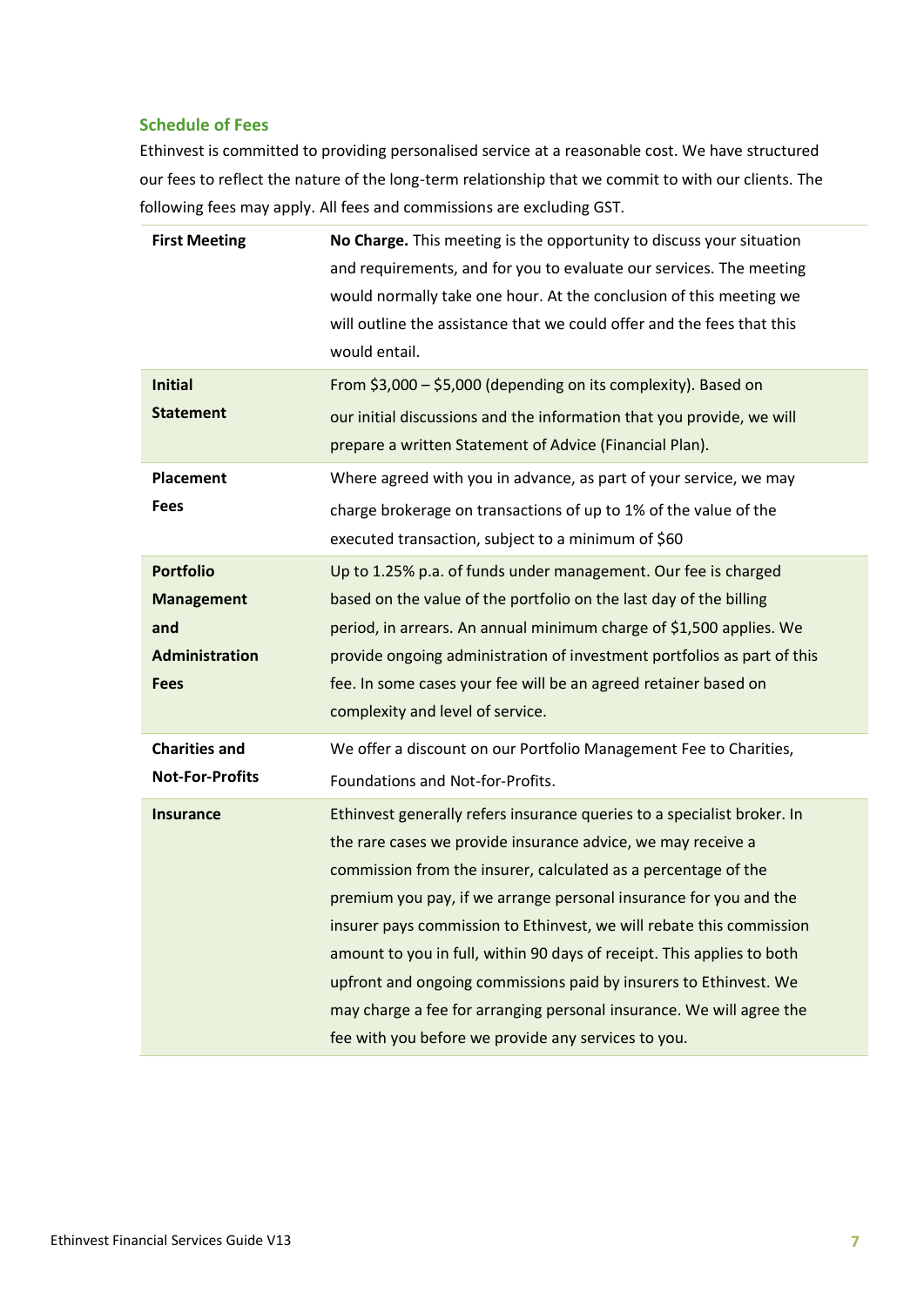### Schedule of Fees

Ethinvest is committed to providing personalised service at a reasonable cost. We have structured our fees to reflect the nature of the long-term relationship that we commit to with our clients. The following fees may apply. All fees and commissions are excluding GST.

| | |
|---|---|
| **First Meeting** | **No Charge.** This meeting is the opportunity to discuss your situation and requirements, and for you to evaluate our services. The meeting would normally take one hour. At the conclusion of this meeting we will outline the assistance that we could offer and the fees that this would entail. |
| **Initial Statement** | From $3,000 – $5,000 (depending on its complexity). Based on our initial discussions and the information that you provide, we will prepare a written Statement of Advice (Financial Plan). |
| **Placement Fees** | Where agreed with you in advance, as part of your service, we may charge brokerage on transactions of up to 1% of the value of the executed transaction, subject to a minimum of $60 |
| **Portfolio Management and Administration Fees** | Up to 1.25% p.a. of funds under management. Our fee is charged based on the value of the portfolio on the last day of the billing period, in arrears. An annual minimum charge of $1,500 applies. We provide ongoing administration of investment portfolios as part of this fee. In some cases your fee will be an agreed retainer based on complexity and level of service. |
| **Charities and Not-For-Profits** | We offer a discount on our Portfolio Management Fee to Charities, Foundations and Not-for-Profits. |
| **Insurance** | Ethinvest generally refers insurance queries to a specialist broker. In the rare cases we provide insurance advice, we may receive a commission from the insurer, calculated as a percentage of the premium you pay, if we arrange personal insurance for you and the insurer pays commission to Ethinvest, we will rebate this commission amount to you in full, within 90 days of receipt. This applies to both upfront and ongoing commissions paid by insurers to Ethinvest. We may charge a fee for arranging personal insurance. We will agree the fee with you before we provide any services to you. |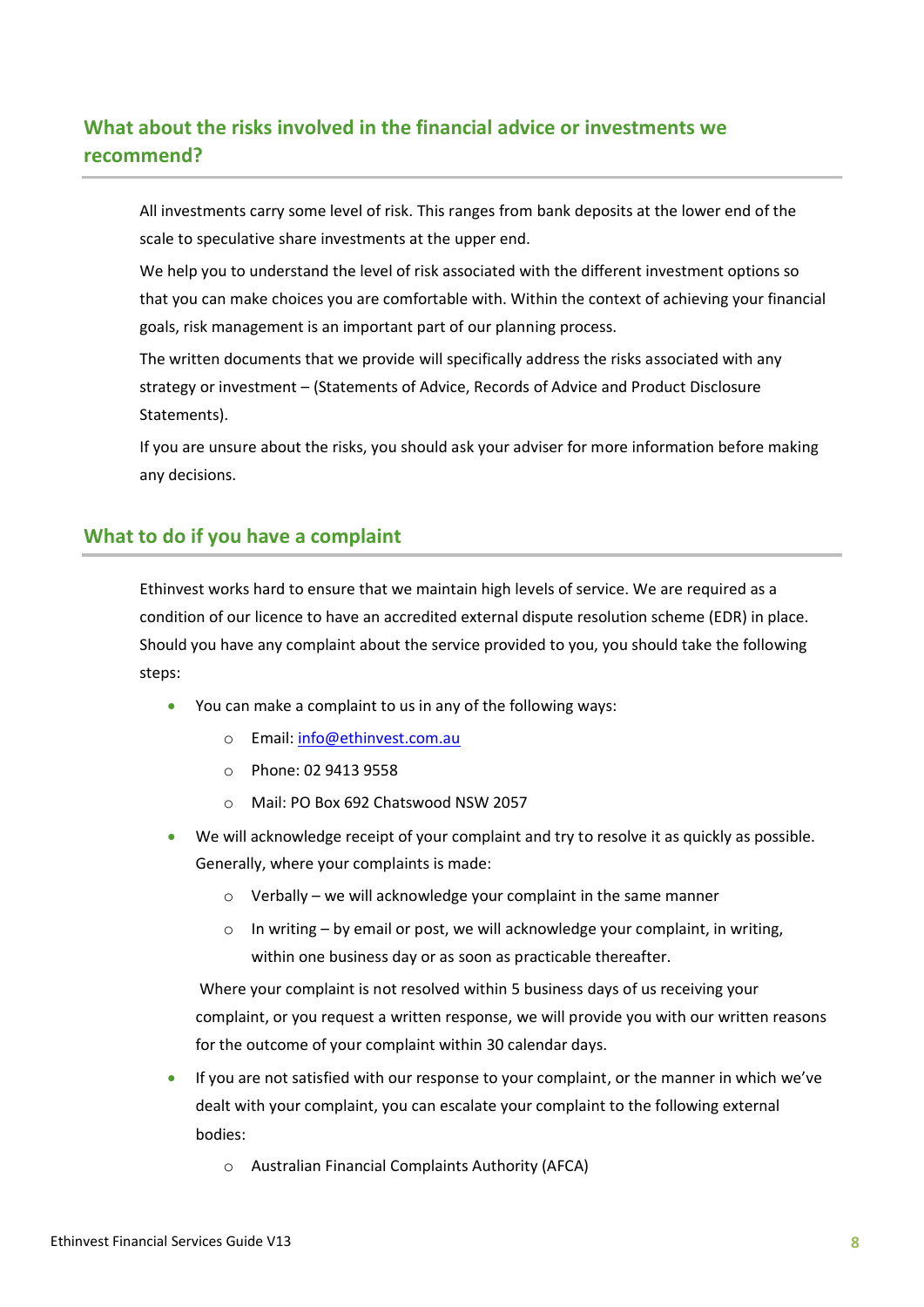## What about the risks involved in the financial advice or investments we recommend?

All investments carry some level of risk. This ranges from bank deposits at the lower end of the scale to speculative share investments at the upper end.

We help you to understand the level of risk associated with the different investment options so that you can make choices you are comfortable with. Within the context of achieving your financial goals, risk management is an important part of our planning process.

The written documents that we provide will specifically address the risks associated with any strategy or investment – (Statements of Advice, Records of Advice and Product Disclosure Statements).

If you are unsure about the risks, you should ask your adviser for more information before making any decisions.

## What to do if you have a complaint

Ethinvest works hard to ensure that we maintain high levels of service. We are required as a condition of our licence to have an accredited external dispute resolution scheme (EDR) in place. Should you have any complaint about the service provided to you, you should take the following steps:

- You can make a complaint to us in any of the following ways:
  - Email: [info@ethinvest.com.au](mailto:info@ethinvest.com.au)
  - Phone: 02 9413 9558
  - Mail: PO Box 692 Chatswood NSW 2057
- We will acknowledge receipt of your complaint and try to resolve it as quickly as possible. Generally, where your complaints is made:
  - Verbally – we will acknowledge your complaint in the same manner
  - In writing – by email or post, we will acknowledge your complaint, in writing, within one business day or as soon as practicable thereafter.

  Where your complaint is not resolved within 5 business days of us receiving your complaint, or you request a written response, we will provide you with our written reasons for the outcome of your complaint within 30 calendar days.
- If you are not satisfied with our response to your complaint, or the manner in which we've dealt with your complaint, you can escalate your complaint to the following external bodies:
  - Australian Financial Complaints Authority (AFCA)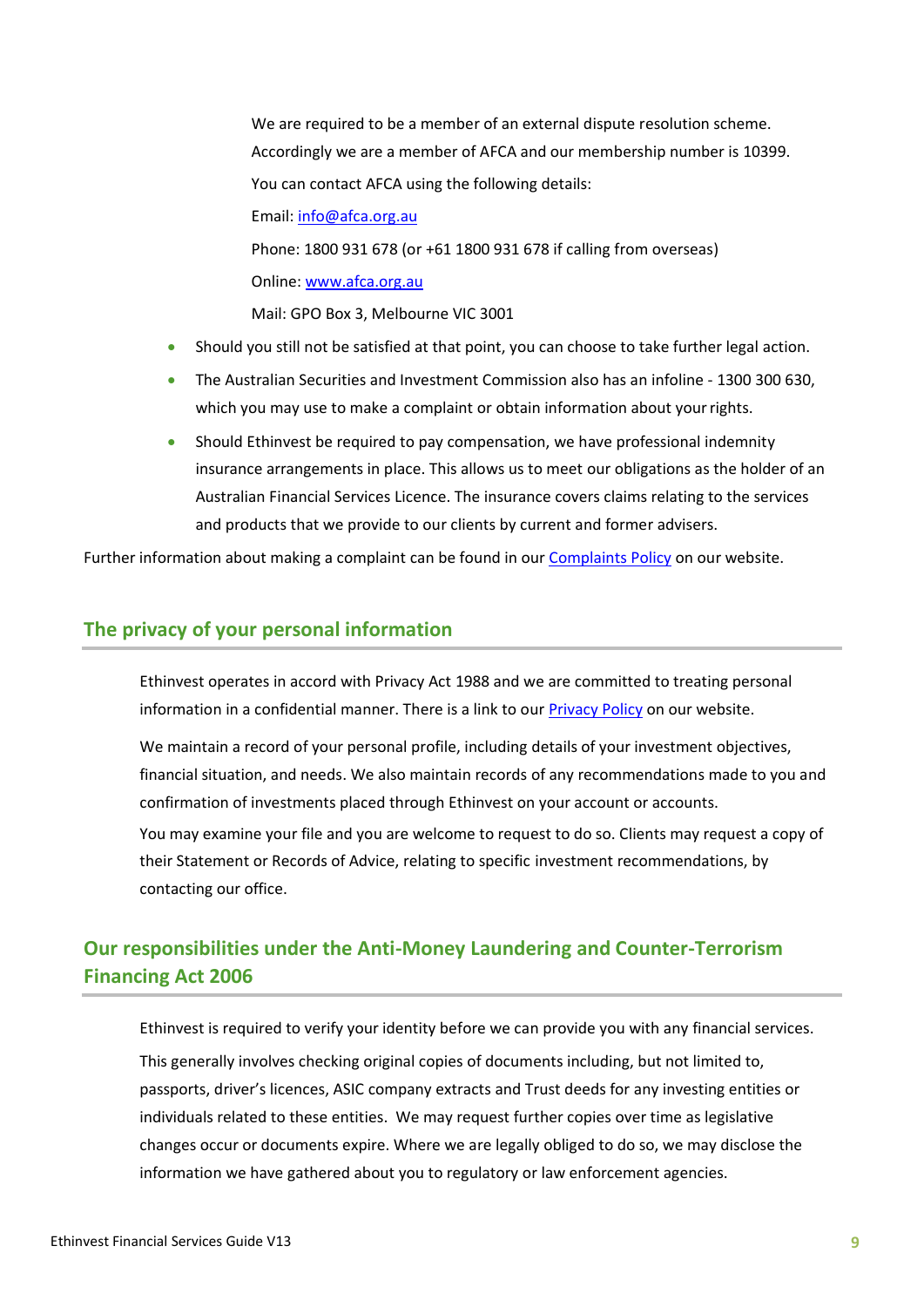We are required to be a member of an external dispute resolution scheme. Accordingly we are a member of AFCA and our membership number is 10399.

You can contact AFCA using the following details:

Email: [info@afca.org.au](mailto:info@afca.org.au)

Phone: 1800 931 678 (or +61 1800 931 678 if calling from overseas)

Online: [www.afca.org.au](http://www.afca.org.au)

Mail: GPO Box 3, Melbourne VIC 3001

- Should you still not be satisfied at that point, you can choose to take further legal action.
- The Australian Securities and Investment Commission also has an infoline - 1300 300 630, which you may use to make a complaint or obtain information about your rights.
- Should Ethinvest be required to pay compensation, we have professional indemnity insurance arrangements in place. This allows us to meet our obligations as the holder of an Australian Financial Services Licence. The insurance covers claims relating to the services and products that we provide to our clients by current and former advisers.

Further information about making a complaint can be found in our Complaints Policy on our website.

## The privacy of your personal information

Ethinvest operates in accord with Privacy Act 1988 and we are committed to treating personal information in a confidential manner. There is a link to our Privacy Policy on our website.

We maintain a record of your personal profile, including details of your investment objectives, financial situation, and needs. We also maintain records of any recommendations made to you and confirmation of investments placed through Ethinvest on your account or accounts.

You may examine your file and you are welcome to request to do so. Clients may request a copy of their Statement or Records of Advice, relating to specific investment recommendations, by contacting our office.

## Our responsibilities under the Anti-Money Laundering and Counter-Terrorism Financing Act 2006

Ethinvest is required to verify your identity before we can provide you with any financial services.

This generally involves checking original copies of documents including, but not limited to, passports, driver's licences, ASIC company extracts and Trust deeds for any investing entities or individuals related to these entities. We may request further copies over time as legislative changes occur or documents expire. Where we are legally obliged to do so, we may disclose the information we have gathered about you to regulatory or law enforcement agencies.